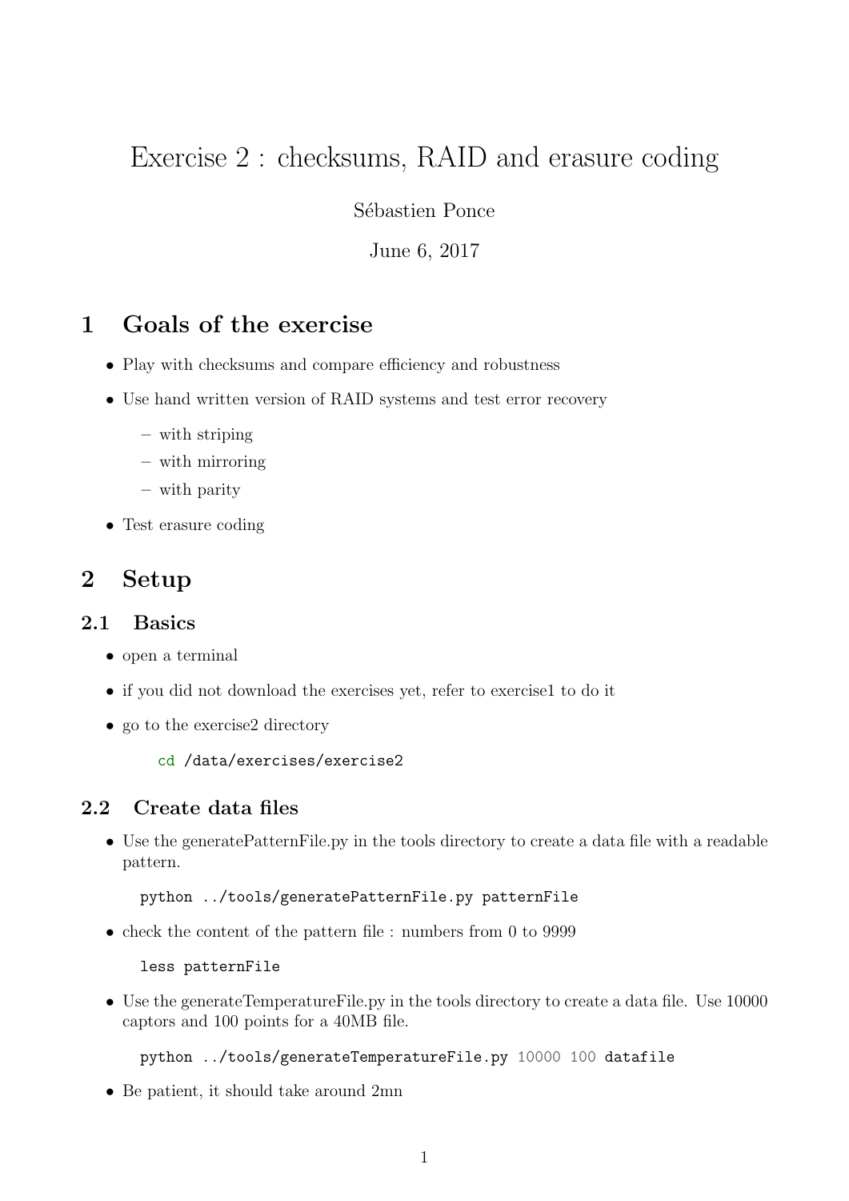# Exercise 2 : checksums, RAID and erasure coding

Sébastien Ponce

June 6, 2017

## 1 Goals of the exercise

- Play with checksums and compare efficiency and robustness
- Use hand written version of RAID systems and test error recovery
  - with striping
  - with mirroring
  - with parity
- Test erasure coding

## 2 Setup

### 2.1 Basics

- open a terminal
- if you did not download the exercises yet, refer to exercise1 to do it
- go to the exercise2 directory

```
cd /data/exercises/exercise2
```

### 2.2 Create data files

- Use the generatePatternFile.py in the tools directory to create a data file with a readable pattern.

```
python ../tools/generatePatternFile.py patternFile
```

- check the content of the pattern file : numbers from 0 to 9999

```
less patternFile
```

- Use the generateTemperatureFile.py in the tools directory to create a data file. Use 10000 captors and 100 points for a 40MB file.

```
python ../tools/generateTemperatureFile.py 10000 100 datafile
```

- Be patient, it should take around 2mn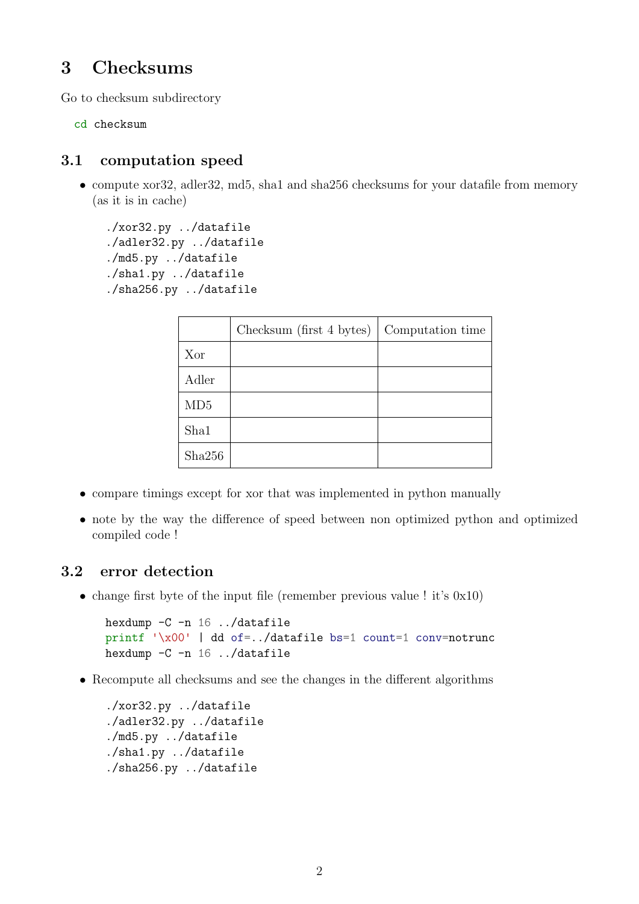# 3 Checksums

Go to checksum subdirectory

```
cd checksum
```

## 3.1 computation speed

- compute xor32, adler32, md5, sha1 and sha256 checksums for your datafile from memory (as it is in cache)

```
./xor32.py ../datafile
./adler32.py ../datafile
./md5.py ../datafile
./sha1.py ../datafile
./sha256.py ../datafile
```

| | Checksum (first 4 bytes) | Computation time |
|---|---|---|
| Xor | | |
| Adler | | |
| MD5 | | |
| Sha1 | | |
| Sha256 | | |

- compare timings except for xor that was implemented in python manually
- note by the way the difference of speed between non optimized python and optimized compiled code !

## 3.2 error detection

- change first byte of the input file (remember previous value ! it's 0x10)

```
hexdump -C -n 16 ../datafile
printf '\x00' | dd of=../datafile bs=1 count=1 conv=notrunc
hexdump -C -n 16 ../datafile
```

- Recompute all checksums and see the changes in the different algorithms

```
./xor32.py ../datafile
./adler32.py ../datafile
./md5.py ../datafile
./sha1.py ../datafile
./sha256.py ../datafile
```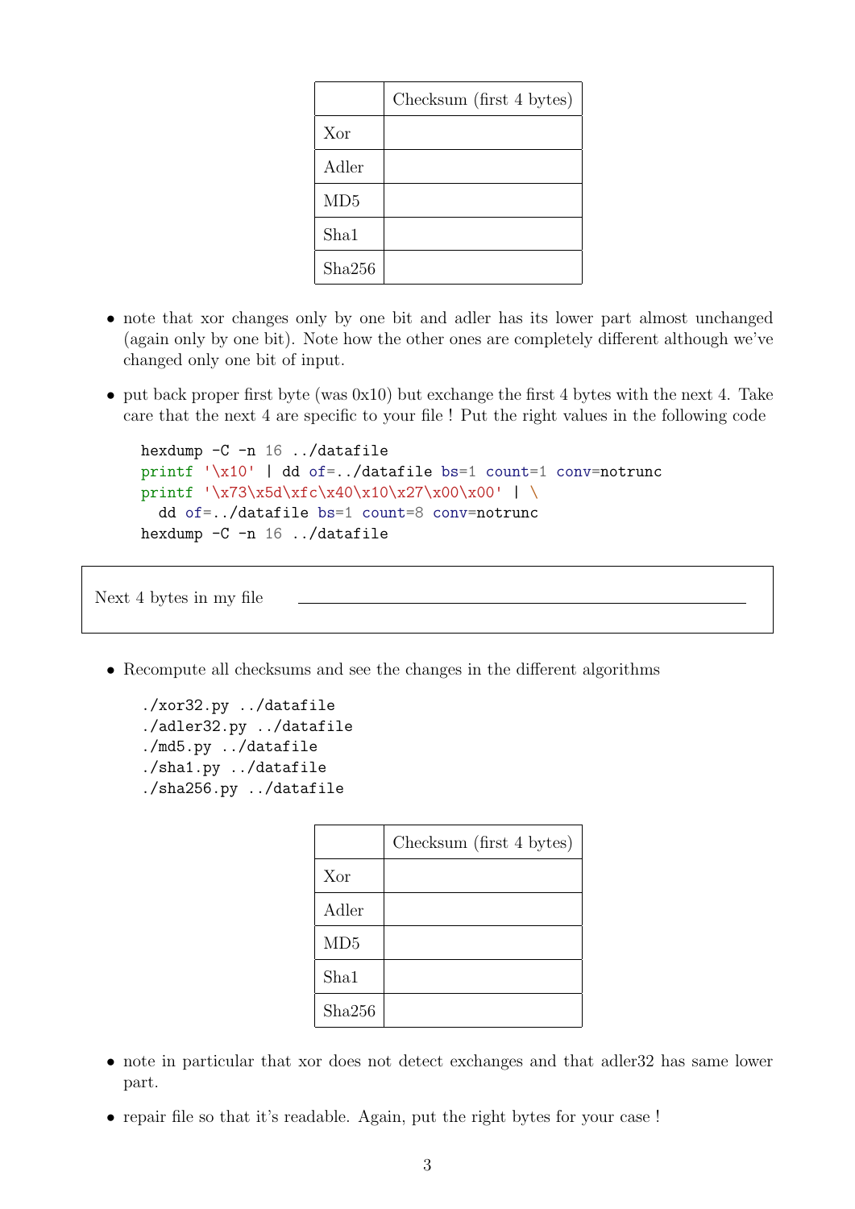| | Checksum (first 4 bytes) |
|---|---|
| Xor | |
| Adler | |
| MD5 | |
| Sha1 | |
| Sha256 | |

- note that xor changes only by one bit and adler has its lower part almost unchanged (again only by one bit). Note how the other ones are completely different although we've changed only one bit of input.
- put back proper first byte (was 0x10) but exchange the first 4 bytes with the next 4. Take care that the next 4 are specific to your file ! Put the right values in the following code

```
hexdump -C -n 16 ../datafile
printf '\x10' | dd of=../datafile bs=1 count=1 conv=notrunc
printf '\x73\x5d\xfc\x40\x10\x27\x00\x00' | \
  dd of=../datafile bs=1 count=8 conv=notrunc
hexdump -C -n 16 ../datafile
```

Next 4 bytes in my file \_\_\_\_\_\_\_\_\_\_\_\_\_\_\_\_\_\_\_\_\_\_\_\_\_\_\_\_\_\_\_\_

- Recompute all checksums and see the changes in the different algorithms

```
./xor32.py ../datafile
./adler32.py ../datafile
./md5.py ../datafile
./sha1.py ../datafile
./sha256.py ../datafile
```

| | Checksum (first 4 bytes) |
|---|---|
| Xor | |
| Adler | |
| MD5 | |
| Sha1 | |
| Sha256 | |

- note in particular that xor does not detect exchanges and that adler32 has same lower part.
- repair file so that it's readable. Again, put the right bytes for your case !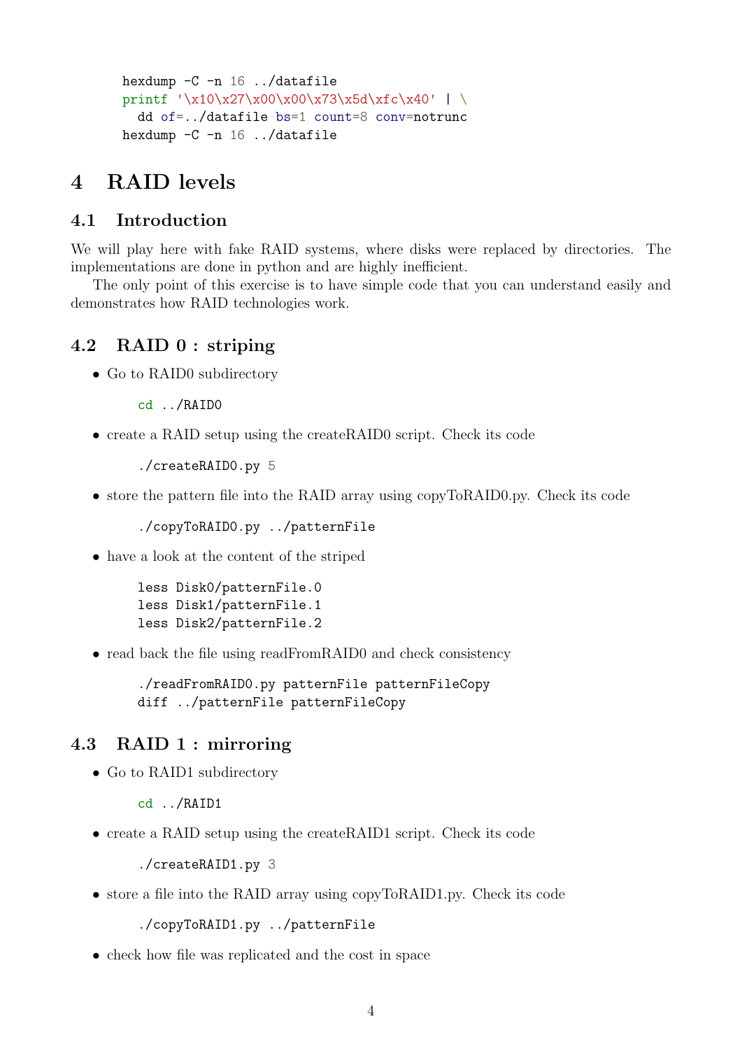```
hexdump -C -n 16 ../datafile
printf '\x10\x27\x00\x00\x73\x5d\xfc\x40' | \
  dd of=../datafile bs=1 count=8 conv=notrunc
hexdump -C -n 16 ../datafile
```

# 4 RAID levels

## 4.1 Introduction

We will play here with fake RAID systems, where disks were replaced by directories. The implementations are done in python and are highly inefficient.

The only point of this exercise is to have simple code that you can understand easily and demonstrates how RAID technologies work.

## 4.2 RAID 0 : striping

- Go to RAID0 subdirectory

```
cd ../RAID0
```

- create a RAID setup using the createRAID0 script. Check its code

```
./createRAID0.py 5
```

- store the pattern file into the RAID array using copyToRAID0.py. Check its code

```
./copyToRAID0.py ../patternFile
```

- have a look at the content of the striped

```
less Disk0/patternFile.0
less Disk1/patternFile.1
less Disk2/patternFile.2
```

- read back the file using readFromRAID0 and check consistency

```
./readFromRAID0.py patternFile patternFileCopy
diff ../patternFile patternFileCopy
```

## 4.3 RAID 1 : mirroring

- Go to RAID1 subdirectory

```
cd ../RAID1
```

- create a RAID setup using the createRAID1 script. Check its code

```
./createRAID1.py 3
```

- store a file into the RAID array using copyToRAID1.py. Check its code

```
./copyToRAID1.py ../patternFile
```

- check how file was replicated and the cost in space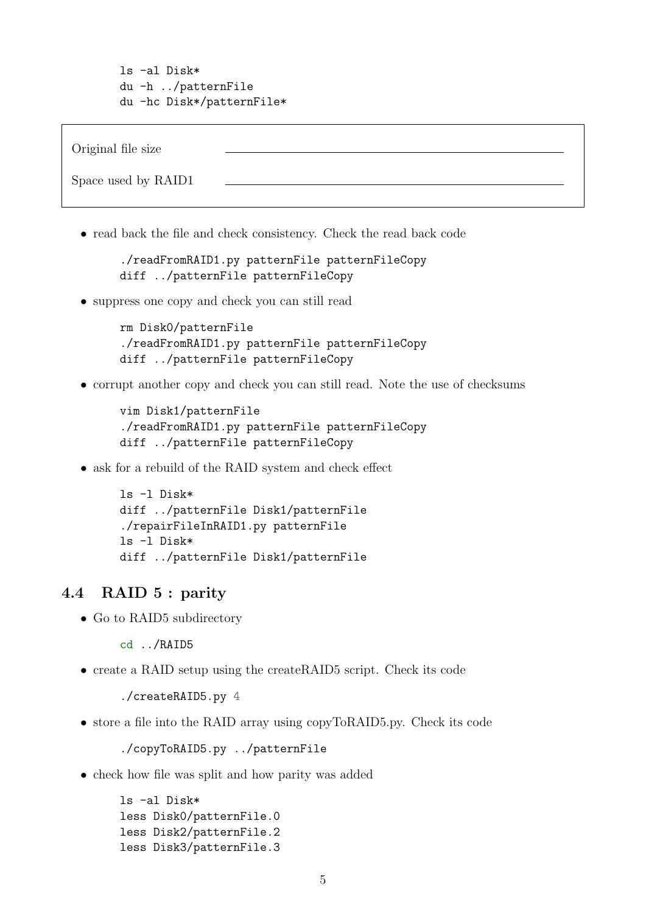```
ls -al Disk*
du -h ../patternFile
du -hc Disk*/patternFile*
```

| | |
|---|---|
| Original file size | \_\_\_\_\_\_\_\_\_\_\_\_\_\_\_\_\_\_\_\_\_\_\_\_\_\_\_\_\_\_ |
| Space used by RAID1 | \_\_\_\_\_\_\_\_\_\_\_\_\_\_\_\_\_\_\_\_\_\_\_\_\_\_\_\_\_\_ |

- read back the file and check consistency. Check the read back code

```
./readFromRAID1.py patternFile patternFileCopy
diff ../patternFile patternFileCopy
```

- suppress one copy and check you can still read

```
rm Disk0/patternFile
./readFromRAID1.py patternFile patternFileCopy
diff ../patternFile patternFileCopy
```

- corrupt another copy and check you can still read. Note the use of checksums

```
vim Disk1/patternFile
./readFromRAID1.py patternFile patternFileCopy
diff ../patternFile patternFileCopy
```

- ask for a rebuild of the RAID system and check effect

```
ls -l Disk*
diff ../patternFile Disk1/patternFile
./repairFileInRAID1.py patternFile
ls -l Disk*
diff ../patternFile Disk1/patternFile
```

### 4.4 RAID 5 : parity

- Go to RAID5 subdirectory

```
cd ../RAID5
```

- create a RAID setup using the createRAID5 script. Check its code

```
./createRAID5.py 4
```

- store a file into the RAID array using copyToRAID5.py. Check its code

```
./copyToRAID5.py ../patternFile
```

- check how file was split and how parity was added

```
ls -al Disk*
less Disk0/patternFile.0
less Disk2/patternFile.2
less Disk3/patternFile.3
```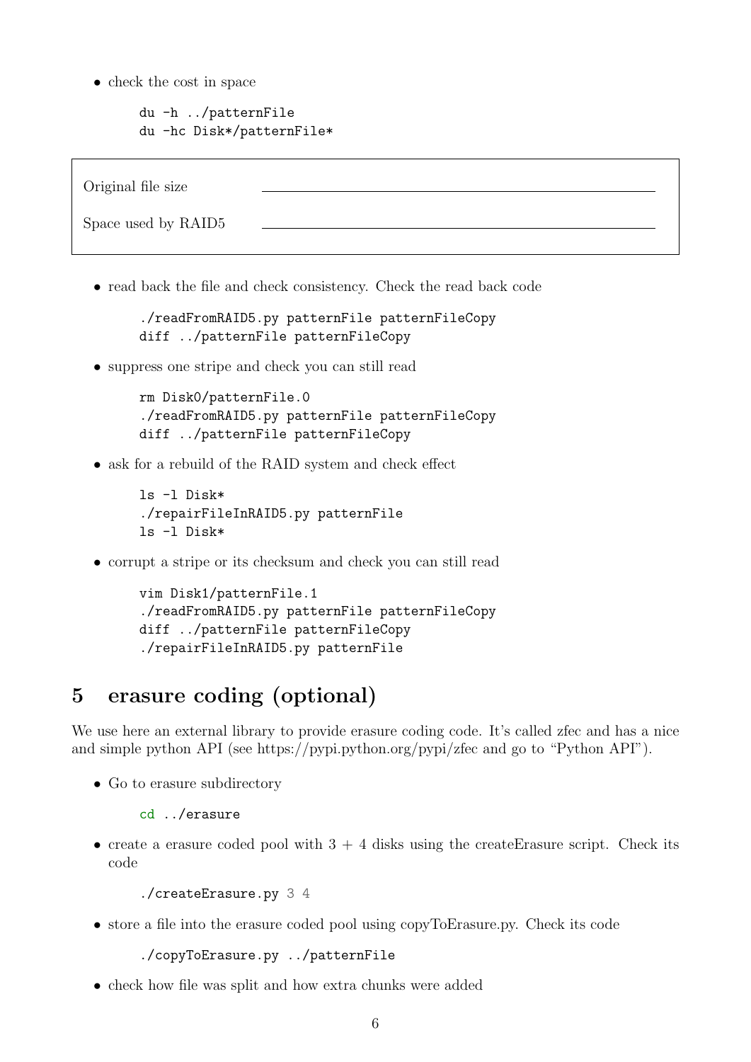- check the cost in space

```
du -h ../patternFile
du -hc Disk*/patternFile*
```

| | |
|---|---|
| Original file size | ____________________ |
| Space used by RAID5 | ____________________ |

- read back the file and check consistency. Check the read back code

```
./readFromRAID5.py patternFile patternFileCopy
diff ../patternFile patternFileCopy
```

- suppress one stripe and check you can still read

```
rm Disk0/patternFile.0
./readFromRAID5.py patternFile patternFileCopy
diff ../patternFile patternFileCopy
```

- ask for a rebuild of the RAID system and check effect

```
ls -l Disk*
./repairFileInRAID5.py patternFile
ls -l Disk*
```

- corrupt a stripe or its checksum and check you can still read

```
vim Disk1/patternFile.1
./readFromRAID5.py patternFile patternFileCopy
diff ../patternFile patternFileCopy
./repairFileInRAID5.py patternFile
```

# 5 erasure coding (optional)

We use here an external library to provide erasure coding code. It's called zfec and has a nice and simple python API (see https://pypi.python.org/pypi/zfec and go to "Python API").

- Go to erasure subdirectory

```
cd ../erasure
```

- create a erasure coded pool with 3 + 4 disks using the createErasure script. Check its code

```
./createErasure.py 3 4
```

- store a file into the erasure coded pool using copyToErasure.py. Check its code

```
./copyToErasure.py ../patternFile
```

- check how file was split and how extra chunks were added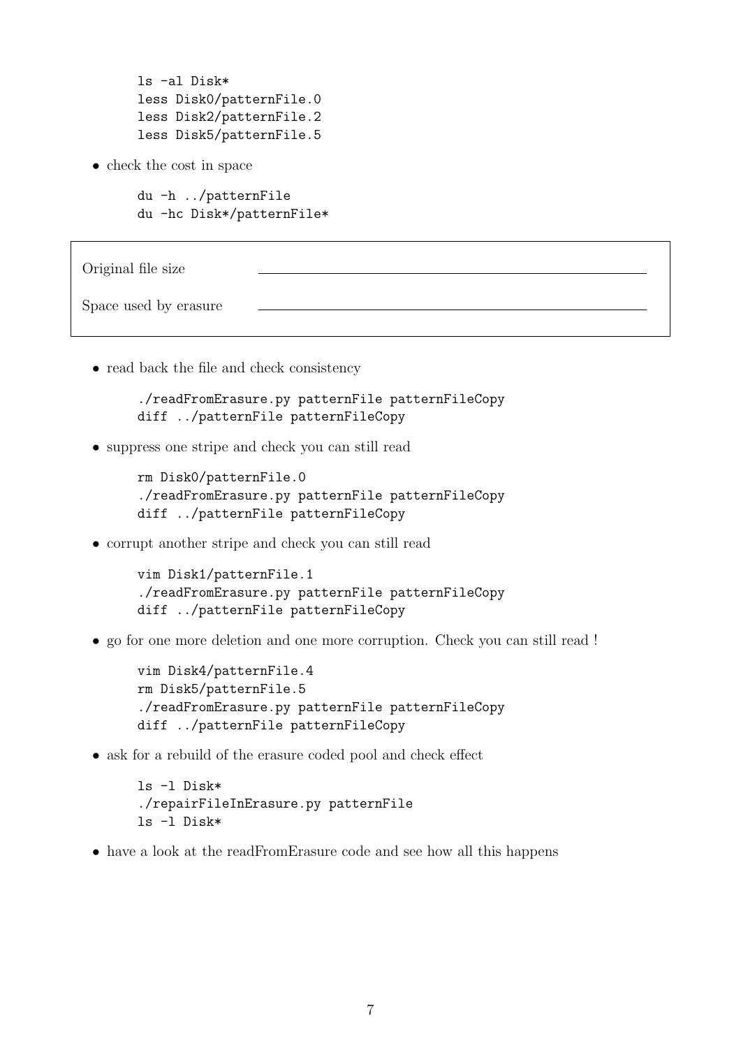```
ls -al Disk*
less Disk0/patternFile.0
less Disk2/patternFile.2
less Disk5/patternFile.5
```

- check the cost in space

```
du -h ../patternFile
du -hc Disk*/patternFile*
```

| | |
|---|---|
| Original file size | \_\_\_\_\_\_\_\_\_\_\_\_\_\_\_\_\_\_\_\_\_\_\_\_\_\_\_\_\_\_ |
| Space used by erasure | \_\_\_\_\_\_\_\_\_\_\_\_\_\_\_\_\_\_\_\_\_\_\_\_\_\_\_\_\_\_ |

- read back the file and check consistency

```
./readFromErasure.py patternFile patternFileCopy
diff ../patternFile patternFileCopy
```

- suppress one stripe and check you can still read

```
rm Disk0/patternFile.0
./readFromErasure.py patternFile patternFileCopy
diff ../patternFile patternFileCopy
```

- corrupt another stripe and check you can still read

```
vim Disk1/patternFile.1
./readFromErasure.py patternFile patternFileCopy
diff ../patternFile patternFileCopy
```

- go for one more deletion and one more corruption. Check you can still read !

```
vim Disk4/patternFile.4
rm Disk5/patternFile.5
./readFromErasure.py patternFile patternFileCopy
diff ../patternFile patternFileCopy
```

- ask for a rebuild of the erasure coded pool and check effect

```
ls -l Disk*
./repairFileInErasure.py patternFile
ls -l Disk*
```

- have a look at the readFromErasure code and see how all this happens